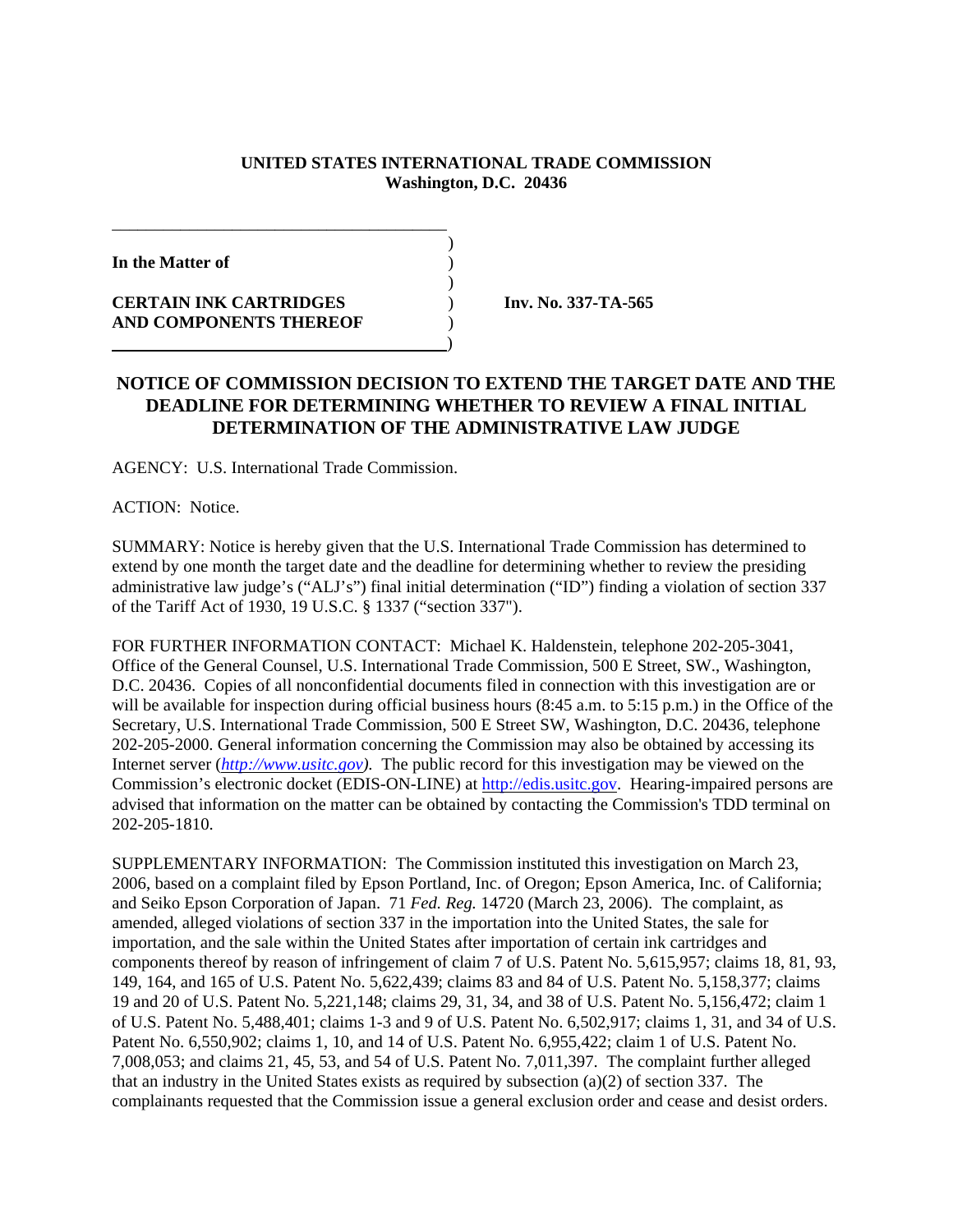**UNITED STATES INTERNATIONAL TRADE COMMISSION**
**Washington, D.C. 20436**

**In the Matter of**

**CERTAIN INK CARTRIDGES AND COMPONENTS THEREOF**

**Inv. No. 337-TA-565**

## NOTICE OF COMMISSION DECISION TO EXTEND THE TARGET DATE AND THE DEADLINE FOR DETERMINING WHETHER TO REVIEW A FINAL INITIAL DETERMINATION OF THE ADMINISTRATIVE LAW JUDGE

AGENCY: U.S. International Trade Commission.

ACTION: Notice.

SUMMARY: Notice is hereby given that the U.S. International Trade Commission has determined to extend by one month the target date and the deadline for determining whether to review the presiding administrative law judge's ("ALJ's") final initial determination ("ID") finding a violation of section 337 of the Tariff Act of 1930, 19 U.S.C. § 1337 ("section 337").

FOR FURTHER INFORMATION CONTACT: Michael K. Haldenstein, telephone 202-205-3041, Office of the General Counsel, U.S. International Trade Commission, 500 E Street, SW., Washington, D.C. 20436. Copies of all nonconfidential documents filed in connection with this investigation are or will be available for inspection during official business hours (8:45 a.m. to 5:15 p.m.) in the Office of the Secretary, U.S. International Trade Commission, 500 E Street SW, Washington, D.C. 20436, telephone 202-205-2000. General information concerning the Commission may also be obtained by accessing its Internet server (*http://www.usitc.gov*). The public record for this investigation may be viewed on the Commission's electronic docket (EDIS-ON-LINE) at http://edis.usitc.gov. Hearing-impaired persons are advised that information on the matter can be obtained by contacting the Commission's TDD terminal on 202-205-1810.

SUPPLEMENTARY INFORMATION: The Commission instituted this investigation on March 23, 2006, based on a complaint filed by Epson Portland, Inc. of Oregon; Epson America, Inc. of California; and Seiko Epson Corporation of Japan. 71 *Fed. Reg.* 14720 (March 23, 2006). The complaint, as amended, alleged violations of section 337 in the importation into the United States, the sale for importation, and the sale within the United States after importation of certain ink cartridges and components thereof by reason of infringement of claim 7 of U.S. Patent No. 5,615,957; claims 18, 81, 93, 149, 164, and 165 of U.S. Patent No. 5,622,439; claims 83 and 84 of U.S. Patent No. 5,158,377; claims 19 and 20 of U.S. Patent No. 5,221,148; claims 29, 31, 34, and 38 of U.S. Patent No. 5,156,472; claim 1 of U.S. Patent No. 5,488,401; claims 1-3 and 9 of U.S. Patent No. 6,502,917; claims 1, 31, and 34 of U.S. Patent No. 6,550,902; claims 1, 10, and 14 of U.S. Patent No. 6,955,422; claim 1 of U.S. Patent No. 7,008,053; and claims 21, 45, 53, and 54 of U.S. Patent No. 7,011,397. The complaint further alleged that an industry in the United States exists as required by subsection (a)(2) of section 337. The complainants requested that the Commission issue a general exclusion order and cease and desist orders.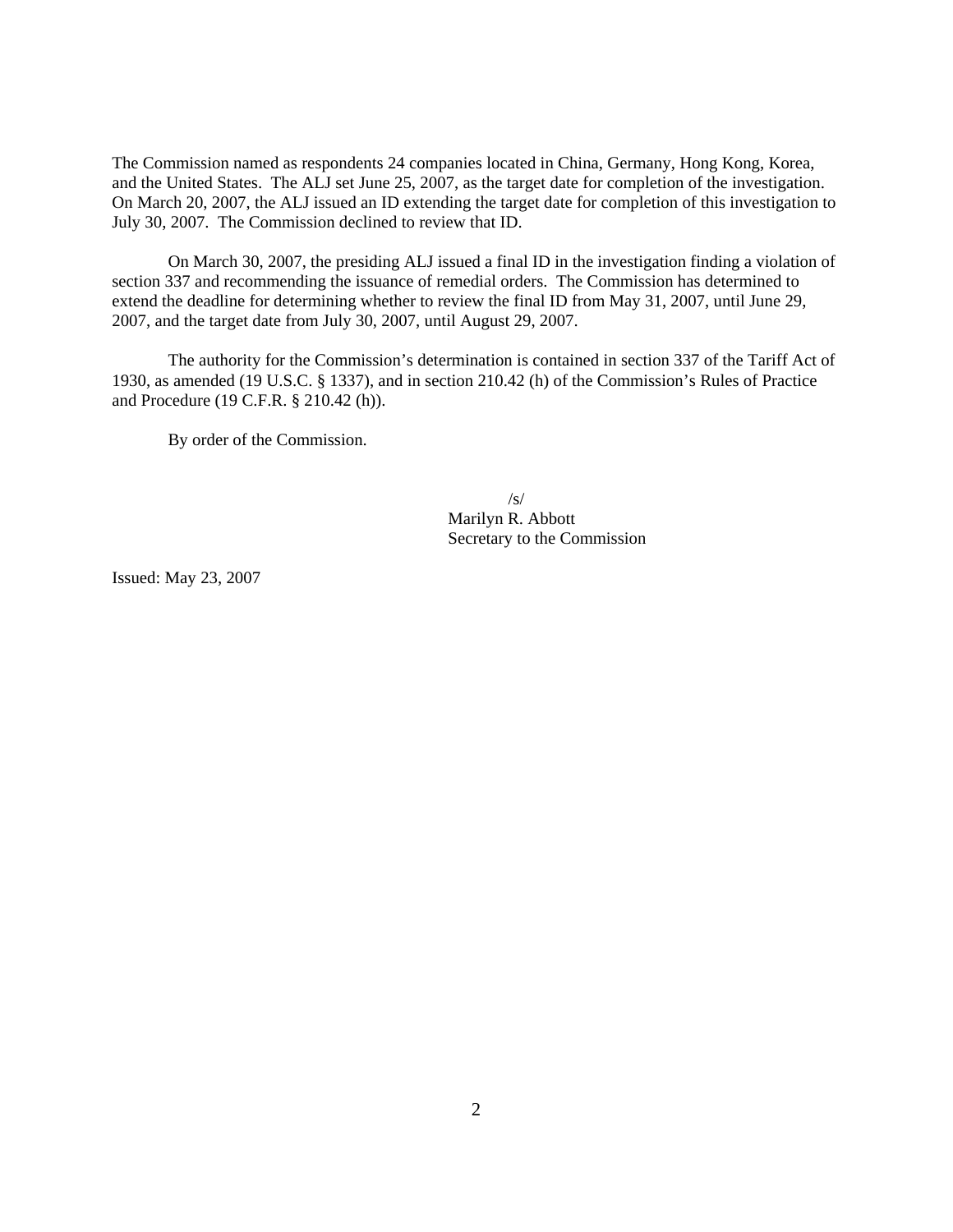The Commission named as respondents 24 companies located in China, Germany, Hong Kong, Korea, and the United States. The ALJ set June 25, 2007, as the target date for completion of the investigation. On March 20, 2007, the ALJ issued an ID extending the target date for completion of this investigation to July 30, 2007. The Commission declined to review that ID.

On March 30, 2007, the presiding ALJ issued a final ID in the investigation finding a violation of section 337 and recommending the issuance of remedial orders. The Commission has determined to extend the deadline for determining whether to review the final ID from May 31, 2007, until June 29, 2007, and the target date from July 30, 2007, until August 29, 2007.

The authority for the Commission's determination is contained in section 337 of the Tariff Act of 1930, as amended (19 U.S.C. § 1337), and in section 210.42 (h) of the Commission's Rules of Practice and Procedure (19 C.F.R. § 210.42 (h)).

By order of the Commission.

/s/
Marilyn R. Abbott
Secretary to the Commission

Issued: May 23, 2007